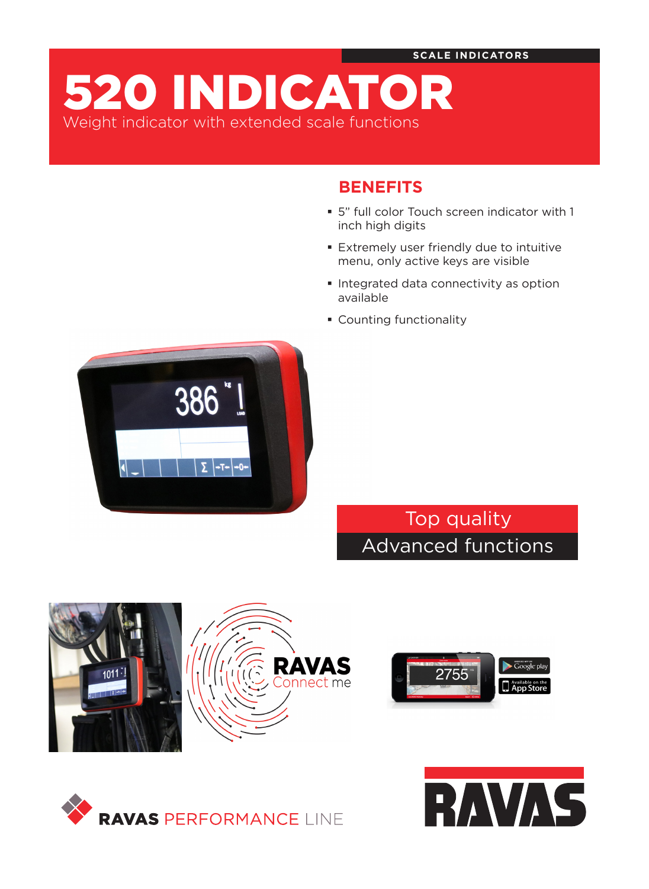SCALE INDICATORS

# 520 INDICATOR

Weight indicator with extended scale functions

## BENEFITS

- 5" full color Touch screen indicator with 1 inch high digits
- Extremely user friendly due to intuitive menu, only active keys are visible
- Integrated data connectivity as option available
- Counting functionality

Top quality

Advanced functions

RAVAS Connect me

RAVAS PERFORMANCE LINE

RAVAS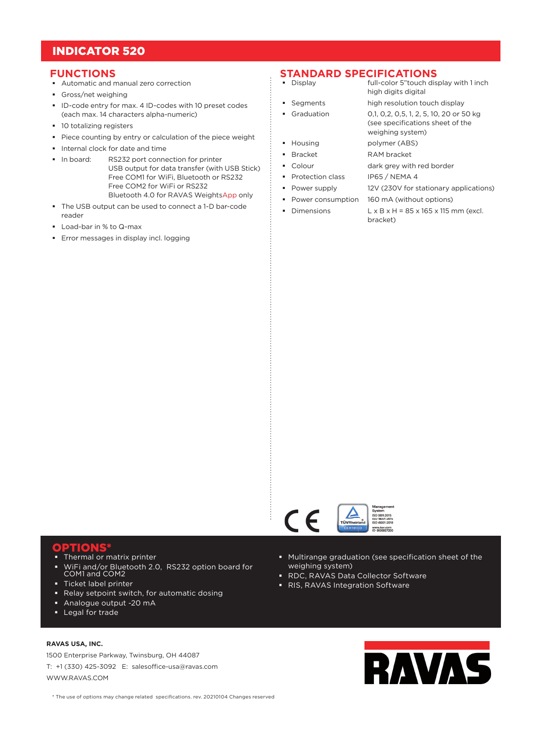# INDICATOR 520

## FUNCTIONS

- Automatic and manual zero correction
- Gross/net weighing
- ID-code entry for max. 4 ID-codes with 10 preset codes (each max. 14 characters alpha-numeric)
- 10 totalizing registers
- Piece counting by entry or calculation of the piece weight
- Internal clock for date and time
- In board: RS232 port connection for printer
  USB output for data transfer (with USB Stick)
  Free COM1 for WiFi, Bluetooth or RS232
  Free COM2 for WiFi or RS232
  Bluetooth 4.0 for RAVAS WeightsApp only
- The USB output can be used to connect a 1-D bar-code reader
- Load-bar in % to Q-max
- Error messages in display incl. logging

## STANDARD SPECIFICATIONS

| | |
|---|---|
| Display | full-color 5"touch display with 1 inch high digits digital |
| Segments | high resolution touch display |
| Graduation | 0,1, 0,2, 0,5, 1, 2, 5, 10, 20 or 50 kg (see specifications sheet of the weighing system) |
| Housing | polymer (ABS) |
| Bracket | RAM bracket |
| Colour | dark grey with red border |
| Protection class | IP65 / NEMA 4 |
| Power supply | 12V (230V for stationary applications) |
| Power consumption | 160 mA (without options) |
| Dimensions | L x B x H = 85 x 165 x 115 mm (excl. bracket) |

CE

TÜVRheinland CERTIFIED — Management System ISO 9001:2015 ISO 14001:2015 ISO 45001:2018 www.tuv.com ID 0000037200

## OPTIONS*

- Thermal or matrix printer
- WiFi and/or Bluetooth 2.0, RS232 option board for COM1 and COM2
- Ticket label printer
- Relay setpoint switch, for automatic dosing
- Analogue output -20 mA
- Legal for trade
- Multirange graduation (see specification sheet of the weighing system)
- RDC, RAVAS Data Collector Software
- RIS, RAVAS Integration Software

**RAVAS USA, INC.**

1500 Enterprise Parkway, Twinsburg, OH 44087

T: +1 (330) 425-3092 E: salesoffice-usa@ravas.com

WWW.RAVAS.COM

RAVAS

* The use of options may change related specifications. rev. 20210104 Changes reserved